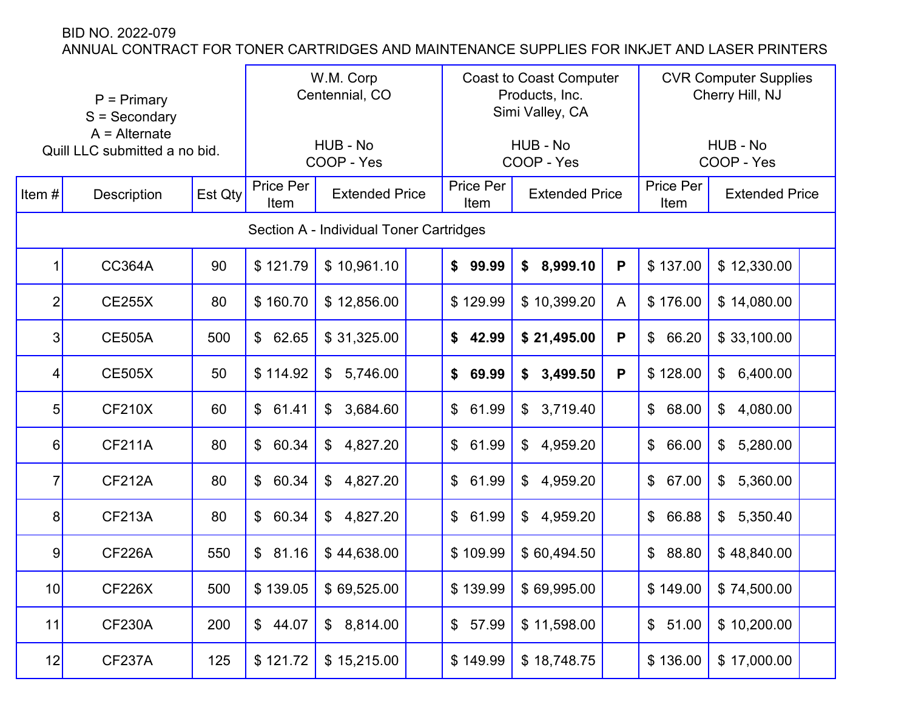BID NO. 2022-079
ANNUAL CONTRACT FOR TONER CARTRIDGES AND MAINTENANCE SUPPLIES FOR INKJET AND LASER PRINTERS

| P = Primary<br>S = Secondary<br>A = Alternate<br>Quill LLC submitted a no bid. | | | W.M. Corp<br>Centennial, CO<br><br>HUB - No<br>COOP - Yes | | | Coast to Coast Computer Products, Inc.<br>Simi Valley, CA<br><br>HUB - No<br>COOP - Yes | | | CVR Computer Supplies<br>Cherry Hill, NJ<br><br>HUB - No<br>COOP - Yes | | |
|---|---|---|---|---|---|---|---|---|---|---|---|
| Item # | Description | Est Qty | Price Per Item | Extended Price | | Price Per Item | Extended Price | | Price Per Item | Extended Price | |
| Section A - Individual Toner Cartridges | | | | | | | | | | | |
| 1 | CC364A | 90 | $ 121.79 | $ 10,961.10 | | **$ 99.99** | **$ 8,999.10** | **P** | $ 137.00 | $ 12,330.00 | |
| 2 | CE255X | 80 | $ 160.70 | $ 12,856.00 | | $ 129.99 | $ 10,399.20 | A | $ 176.00 | $ 14,080.00 | |
| 3 | CE505A | 500 | $ 62.65 | $ 31,325.00 | | **$ 42.99** | **$ 21,495.00** | **P** | $ 66.20 | $ 33,100.00 | |
| 4 | CE505X | 50 | $ 114.92 | $ 5,746.00 | | **$ 69.99** | **$ 3,499.50** | **P** | $ 128.00 | $ 6,400.00 | |
| 5 | CF210X | 60 | $ 61.41 | $ 3,684.60 | | $ 61.99 | $ 3,719.40 | | $ 68.00 | $ 4,080.00 | |
| 6 | CF211A | 80 | $ 60.34 | $ 4,827.20 | | $ 61.99 | $ 4,959.20 | | $ 66.00 | $ 5,280.00 | |
| 7 | CF212A | 80 | $ 60.34 | $ 4,827.20 | | $ 61.99 | $ 4,959.20 | | $ 67.00 | $ 5,360.00 | |
| 8 | CF213A | 80 | $ 60.34 | $ 4,827.20 | | $ 61.99 | $ 4,959.20 | | $ 66.88 | $ 5,350.40 | |
| 9 | CF226A | 550 | $ 81.16 | $ 44,638.00 | | $ 109.99 | $ 60,494.50 | | $ 88.80 | $ 48,840.00 | |
| 10 | CF226X | 500 | $ 139.05 | $ 69,525.00 | | $ 139.99 | $ 69,995.00 | | $ 149.00 | $ 74,500.00 | |
| 11 | CF230A | 200 | $ 44.07 | $ 8,814.00 | | $ 57.99 | $ 11,598.00 | | $ 51.00 | $ 10,200.00 | |
| 12 | CF237A | 125 | $ 121.72 | $ 15,215.00 | | $ 149.99 | $ 18,748.75 | | $ 136.00 | $ 17,000.00 | |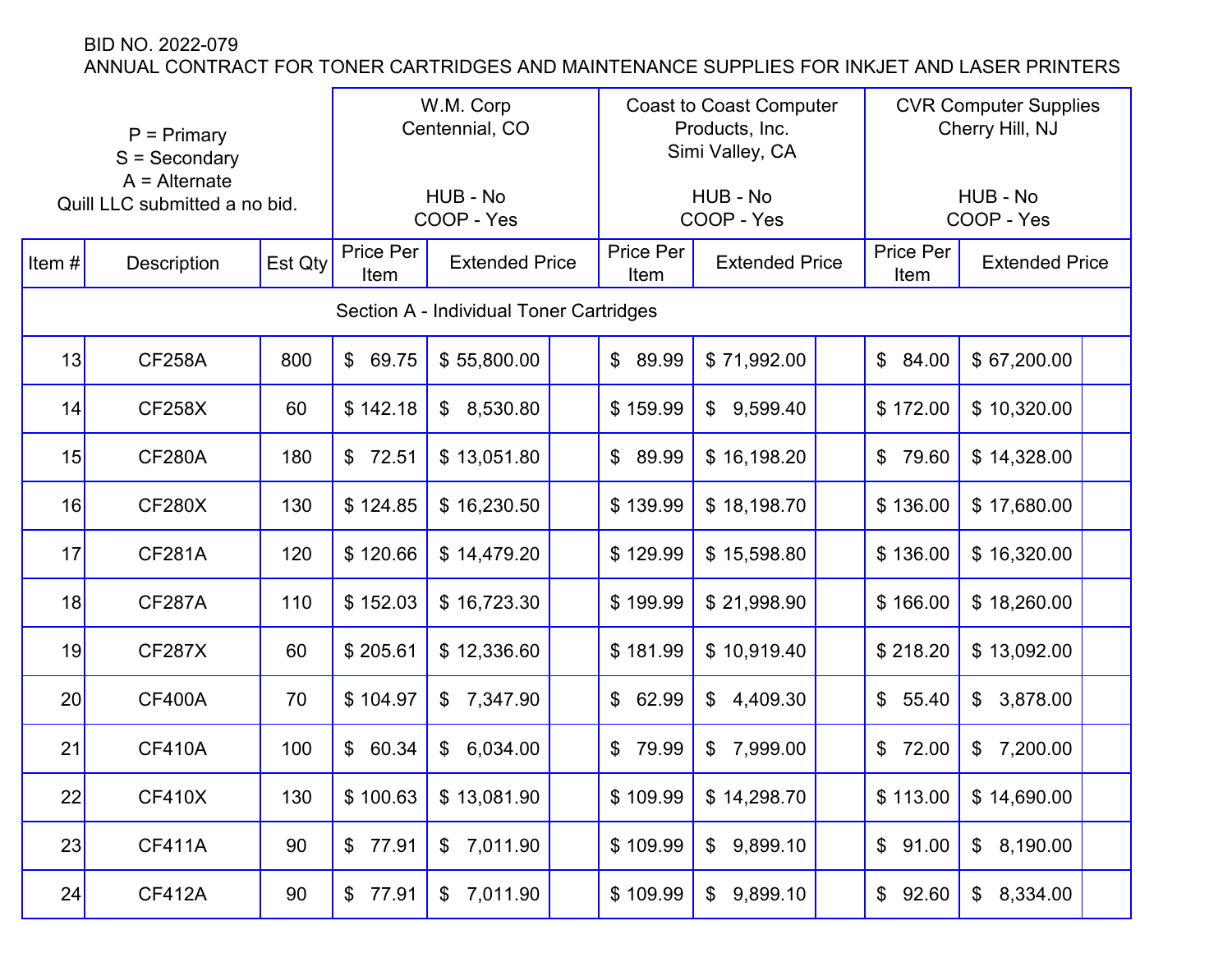BID NO. 2022-079

ANNUAL CONTRACT FOR TONER CARTRIDGES AND MAINTENANCE SUPPLIES FOR INKJET AND LASER PRINTERS

| P = Primary<br>S = Secondary<br>A = Alternate<br>Quill LLC submitted a no bid. | | | W.M. Corp<br>Centennial, CO<br><br>HUB - No<br>COOP - Yes | | | Coast to Coast Computer Products, Inc.<br>Simi Valley, CA<br><br>HUB - No<br>COOP - Yes | | | CVR Computer Supplies<br>Cherry Hill, NJ<br><br>HUB - No<br>COOP - Yes | | |
|---|---|---|---|---|---|---|---|---|---|---|---|
| Item # | Description | Est Qty | Price Per Item | Extended Price | | Price Per Item | Extended Price | | Price Per Item | Extended Price | |
| Section A - Individual Toner Cartridges | | | | | | | | | | | |
| 13 | CF258A | 800 | $ 69.75 | $ 55,800.00 | | $ 89.99 | $ 71,992.00 | | $ 84.00 | $ 67,200.00 | |
| 14 | CF258X | 60 | $ 142.18 | $ 8,530.80 | | $ 159.99 | $ 9,599.40 | | $ 172.00 | $ 10,320.00 | |
| 15 | CF280A | 180 | $ 72.51 | $ 13,051.80 | | $ 89.99 | $ 16,198.20 | | $ 79.60 | $ 14,328.00 | |
| 16 | CF280X | 130 | $ 124.85 | $ 16,230.50 | | $ 139.99 | $ 18,198.70 | | $ 136.00 | $ 17,680.00 | |
| 17 | CF281A | 120 | $ 120.66 | $ 14,479.20 | | $ 129.99 | $ 15,598.80 | | $ 136.00 | $ 16,320.00 | |
| 18 | CF287A | 110 | $ 152.03 | $ 16,723.30 | | $ 199.99 | $ 21,998.90 | | $ 166.00 | $ 18,260.00 | |
| 19 | CF287X | 60 | $ 205.61 | $ 12,336.60 | | $ 181.99 | $ 10,919.40 | | $ 218.20 | $ 13,092.00 | |
| 20 | CF400A | 70 | $ 104.97 | $ 7,347.90 | | $ 62.99 | $ 4,409.30 | | $ 55.40 | $ 3,878.00 | |
| 21 | CF410A | 100 | $ 60.34 | $ 6,034.00 | | $ 79.99 | $ 7,999.00 | | $ 72.00 | $ 7,200.00 | |
| 22 | CF410X | 130 | $ 100.63 | $ 13,081.90 | | $ 109.99 | $ 14,298.70 | | $ 113.00 | $ 14,690.00 | |
| 23 | CF411A | 90 | $ 77.91 | $ 7,011.90 | | $ 109.99 | $ 9,899.10 | | $ 91.00 | $ 8,190.00 | |
| 24 | CF412A | 90 | $ 77.91 | $ 7,011.90 | | $ 109.99 | $ 9,899.10 | | $ 92.60 | $ 8,334.00 | |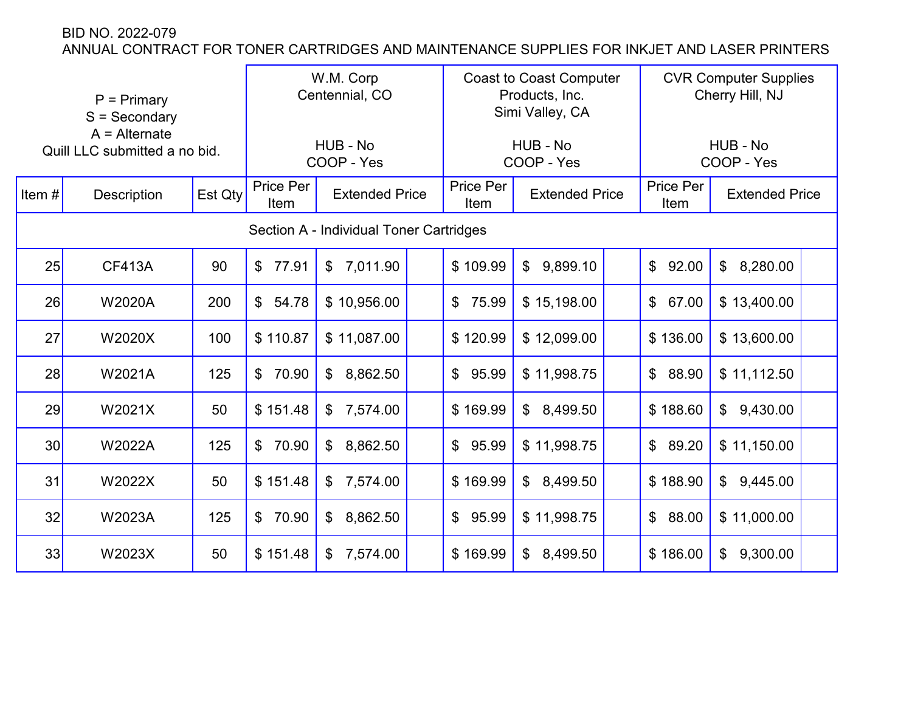BID NO. 2022-079
ANNUAL CONTRACT FOR TONER CARTRIDGES AND MAINTENANCE SUPPLIES FOR INKJET AND LASER PRINTERS

| P = Primary<br>S = Secondary<br>A = Alternate<br>Quill LLC submitted a no bid. | | | W.M. Corp<br>Centennial, CO<br><br>HUB - No<br>COOP - Yes | | | Coast to Coast Computer Products, Inc.<br>Simi Valley, CA<br><br>HUB - No<br>COOP - Yes | | | CVR Computer Supplies<br>Cherry Hill, NJ<br><br>HUB - No<br>COOP - Yes | | |
|---|---|---|---|---|---|---|---|---|---|---|---|
| Item # | Description | Est Qty | Price Per Item | Extended Price | | Price Per Item | Extended Price | | Price Per Item | Extended Price | |
| Section A - Individual Toner Cartridges | | | | | | | | | | | |
| 25 | CF413A | 90 | $ 77.91 | $ 7,011.90 | | $ 109.99 | $ 9,899.10 | | $ 92.00 | $ 8,280.00 | |
| 26 | W2020A | 200 | $ 54.78 | $ 10,956.00 | | $ 75.99 | $ 15,198.00 | | $ 67.00 | $ 13,400.00 | |
| 27 | W2020X | 100 | $ 110.87 | $ 11,087.00 | | $ 120.99 | $ 12,099.00 | | $ 136.00 | $ 13,600.00 | |
| 28 | W2021A | 125 | $ 70.90 | $ 8,862.50 | | $ 95.99 | $ 11,998.75 | | $ 88.90 | $ 11,112.50 | |
| 29 | W2021X | 50 | $ 151.48 | $ 7,574.00 | | $ 169.99 | $ 8,499.50 | | $ 188.60 | $ 9,430.00 | |
| 30 | W2022A | 125 | $ 70.90 | $ 8,862.50 | | $ 95.99 | $ 11,998.75 | | $ 89.20 | $ 11,150.00 | |
| 31 | W2022X | 50 | $ 151.48 | $ 7,574.00 | | $ 169.99 | $ 8,499.50 | | $ 188.90 | $ 9,445.00 | |
| 32 | W2023A | 125 | $ 70.90 | $ 8,862.50 | | $ 95.99 | $ 11,998.75 | | $ 88.00 | $ 11,000.00 | |
| 33 | W2023X | 50 | $ 151.48 | $ 7,574.00 | | $ 169.99 | $ 8,499.50 | | $ 186.00 | $ 9,300.00 | |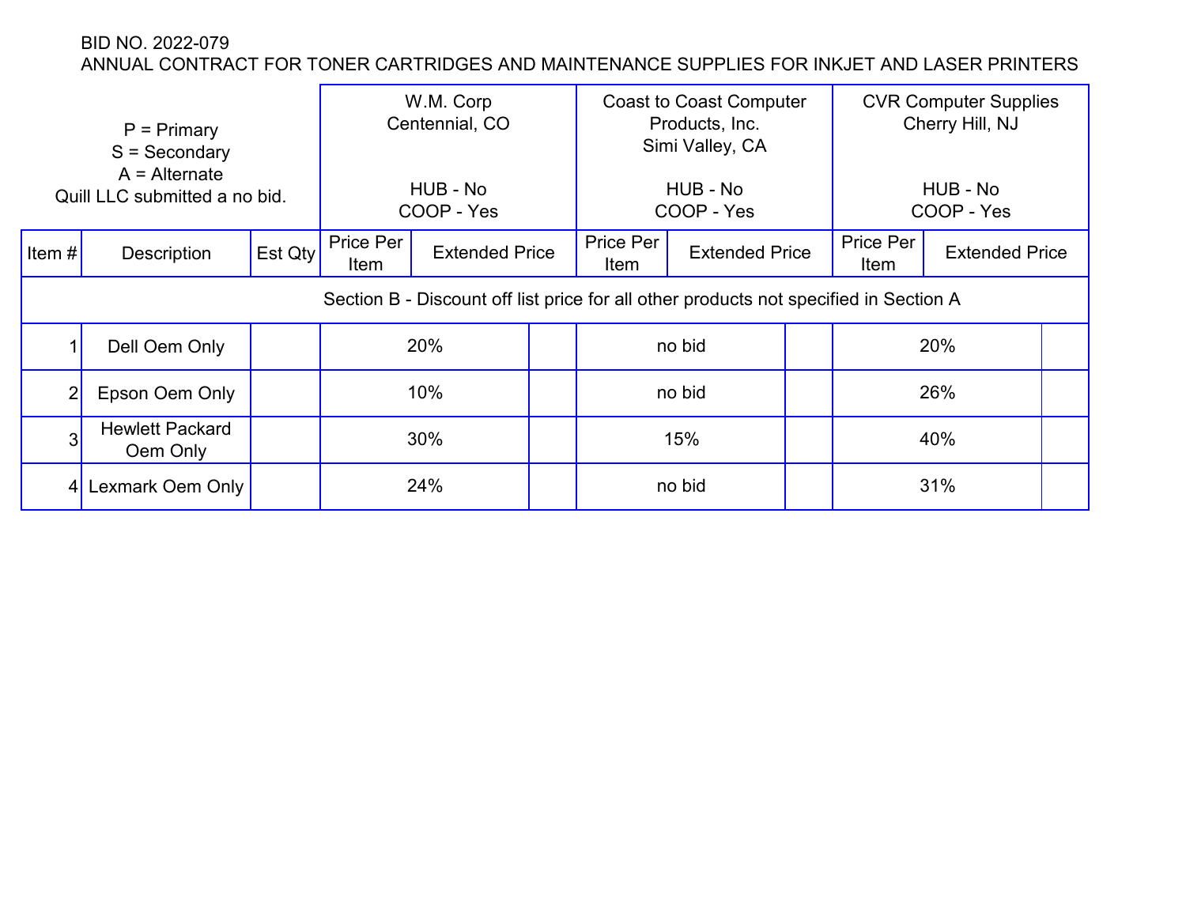BID NO. 2022-079

ANNUAL CONTRACT FOR TONER CARTRIDGES AND MAINTENANCE SUPPLIES FOR INKJET AND LASER PRINTERS

| P = Primary<br>S = Secondary<br>A = Alternate<br>Quill LLC submitted a no bid. | | | W.M. Corp<br>Centennial, CO<br><br>HUB - No<br>COOP - Yes | | Coast to Coast Computer Products, Inc.<br>Simi Valley, CA<br><br>HUB - No<br>COOP - Yes | | CVR Computer Supplies<br>Cherry Hill, NJ<br><br>HUB - No<br>COOP - Yes | |
|---|---|---|---|---|---|---|---|---|
| Item # | Description | Est Qty | Price Per Item | Extended Price | Price Per Item | Extended Price | Price Per Item | Extended Price |
| Section B - Discount off list price for all other products not specified in Section A | | | | | | | | |
| 1 | Dell Oem Only | | 20% | | no bid | | 20% | |
| 2 | Epson Oem Only | | 10% | | no bid | | 26% | |
| 3 | Hewlett Packard Oem Only | | 30% | | 15% | | 40% | |
| 4 | Lexmark Oem Only | | 24% | | no bid | | 31% | |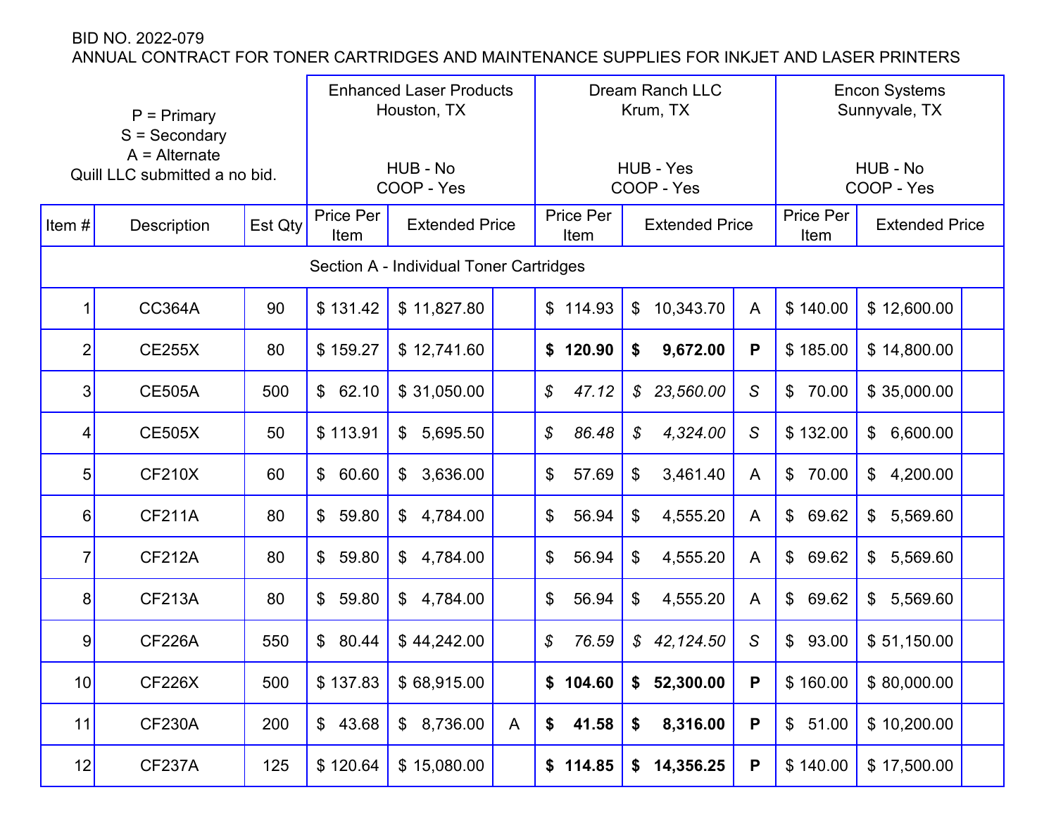BID NO. 2022-079

ANNUAL CONTRACT FOR TONER CARTRIDGES AND MAINTENANCE SUPPLIES FOR INKJET AND LASER PRINTERS

| P = Primary<br>S = Secondary<br>A = Alternate<br>Quill LLC submitted a no bid. | | | Enhanced Laser Products<br>Houston, TX<br><br>HUB - No<br>COOP - Yes | | | Dream Ranch LLC<br>Krum, TX<br><br>HUB - Yes<br>COOP - Yes | | | Encon Systems<br>Sunnyvale, TX<br><br>HUB - No<br>COOP - Yes | | |
|---|---|---|---|---|---|---|---|---|---|---|---|
| **Item #** | **Description** | **Est Qty** | **Price Per Item** | **Extended Price** | | **Price Per Item** | **Extended Price** | | **Price Per Item** | **Extended Price** | |
| | | | | Section A - Individual Toner Cartridges | | | | | | | |
| 1 | CC364A | 90 | $ 131.42 | $ 11,827.80 | | $ 114.93 | $ 10,343.70 | A | $ 140.00 | $ 12,600.00 | |
| 2 | CE255X | 80 | $ 159.27 | $ 12,741.60 | | **$ 120.90** | **$ 9,672.00** | **P** | $ 185.00 | $ 14,800.00 | |
| 3 | CE505A | 500 | $ 62.10 | $ 31,050.00 | | *$ 47.12* | *$ 23,560.00* | *S* | $ 70.00 | $ 35,000.00 | |
| 4 | CE505X | 50 | $ 113.91 | $ 5,695.50 | | *$ 86.48* | *$ 4,324.00* | *S* | $ 132.00 | $ 6,600.00 | |
| 5 | CF210X | 60 | $ 60.60 | $ 3,636.00 | | $ 57.69 | $ 3,461.40 | A | $ 70.00 | $ 4,200.00 | |
| 6 | CF211A | 80 | $ 59.80 | $ 4,784.00 | | $ 56.94 | $ 4,555.20 | A | $ 69.62 | $ 5,569.60 | |
| 7 | CF212A | 80 | $ 59.80 | $ 4,784.00 | | $ 56.94 | $ 4,555.20 | A | $ 69.62 | $ 5,569.60 | |
| 8 | CF213A | 80 | $ 59.80 | $ 4,784.00 | | $ 56.94 | $ 4,555.20 | A | $ 69.62 | $ 5,569.60 | |
| 9 | CF226A | 550 | $ 80.44 | $ 44,242.00 | | *$ 76.59* | *$ 42,124.50* | *S* | $ 93.00 | $ 51,150.00 | |
| 10 | CF226X | 500 | $ 137.83 | $ 68,915.00 | | **$ 104.60** | **$ 52,300.00** | **P** | $ 160.00 | $ 80,000.00 | |
| 11 | CF230A | 200 | $ 43.68 | $ 8,736.00 | A | **$ 41.58** | **$ 8,316.00** | **P** | $ 51.00 | $ 10,200.00 | |
| 12 | CF237A | 125 | $ 120.64 | $ 15,080.00 | | **$ 114.85** | **$ 14,356.25** | **P** | $ 140.00 | $ 17,500.00 | |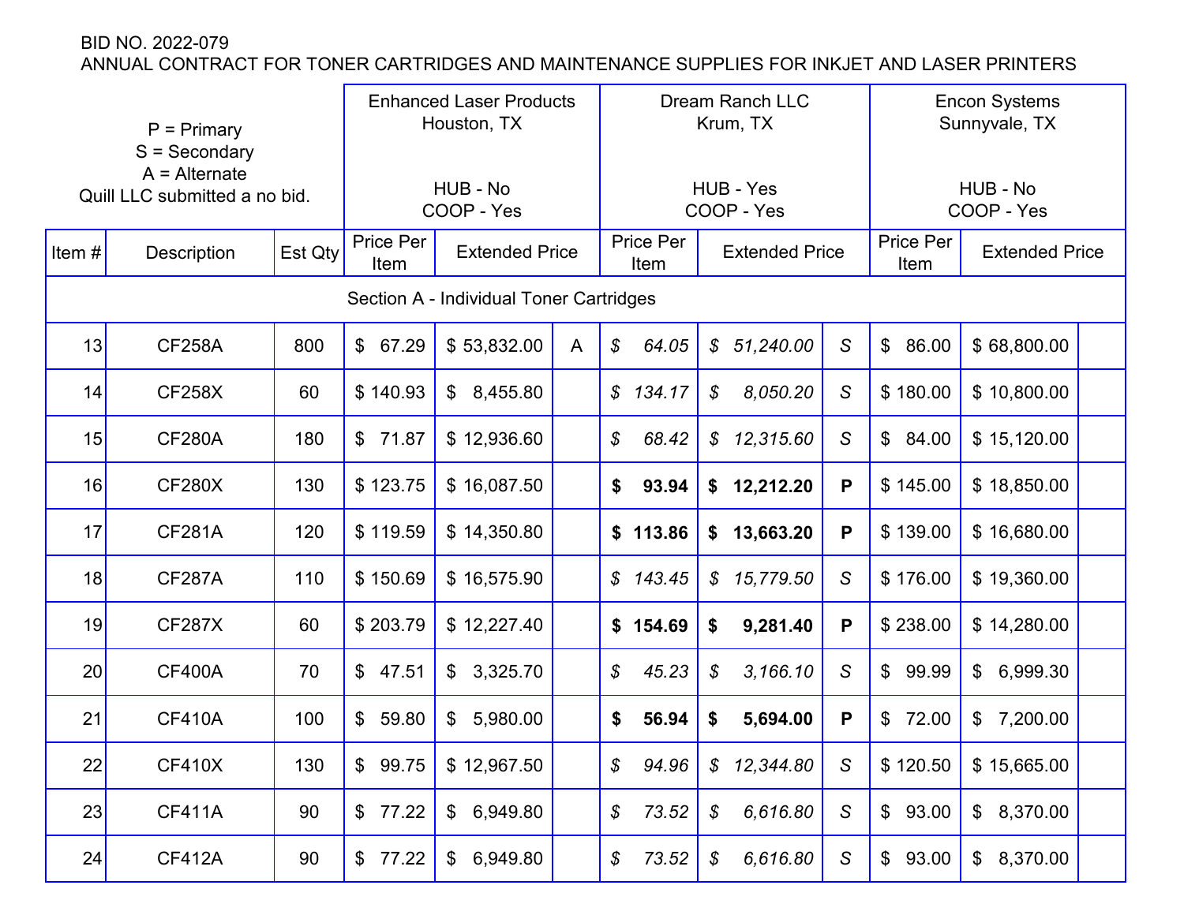BID NO. 2022-079

ANNUAL CONTRACT FOR TONER CARTRIDGES AND MAINTENANCE SUPPLIES FOR INKJET AND LASER PRINTERS

| P = Primary<br>S = Secondary<br>A = Alternate<br>Quill LLC submitted a no bid. | | | Enhanced Laser Products<br>Houston, TX<br><br>HUB - No<br>COOP - Yes | | | Dream Ranch LLC<br>Krum, TX<br><br>HUB - Yes<br>COOP - Yes | | | Encon Systems<br>Sunnyvale, TX<br><br>HUB - No<br>COOP - Yes | | |
|---|---|---|---|---|---|---|---|---|---|---|---|
| Item # | Description | Est Qty | Price Per Item | Extended Price | | Price Per Item | Extended Price | | Price Per Item | Extended Price | |
| Section A - Individual Toner Cartridges | | | | | | | | | | | |
| 13 | CF258A | 800 | $ 67.29 | $ 53,832.00 | A | *$ 64.05* | *$ 51,240.00* | *S* | $ 86.00 | $ 68,800.00 | |
| 14 | CF258X | 60 | $ 140.93 | $ 8,455.80 | | *$ 134.17* | *$ 8,050.20* | *S* | $ 180.00 | $ 10,800.00 | |
| 15 | CF280A | 180 | $ 71.87 | $ 12,936.60 | | *$ 68.42* | *$ 12,315.60* | *S* | $ 84.00 | $ 15,120.00 | |
| 16 | CF280X | 130 | $ 123.75 | $ 16,087.50 | | **$ 93.94** | **$ 12,212.20** | **P** | $ 145.00 | $ 18,850.00 | |
| 17 | CF281A | 120 | $ 119.59 | $ 14,350.80 | | **$ 113.86** | **$ 13,663.20** | **P** | $ 139.00 | $ 16,680.00 | |
| 18 | CF287A | 110 | $ 150.69 | $ 16,575.90 | | *$ 143.45* | *$ 15,779.50* | *S* | $ 176.00 | $ 19,360.00 | |
| 19 | CF287X | 60 | $ 203.79 | $ 12,227.40 | | **$ 154.69** | **$ 9,281.40** | **P** | $ 238.00 | $ 14,280.00 | |
| 20 | CF400A | 70 | $ 47.51 | $ 3,325.70 | | *$ 45.23* | *$ 3,166.10* | *S* | $ 99.99 | $ 6,999.30 | |
| 21 | CF410A | 100 | $ 59.80 | $ 5,980.00 | | **$ 56.94** | **$ 5,694.00** | **P** | $ 72.00 | $ 7,200.00 | |
| 22 | CF410X | 130 | $ 99.75 | $ 12,967.50 | | *$ 94.96* | *$ 12,344.80* | *S* | $ 120.50 | $ 15,665.00 | |
| 23 | CF411A | 90 | $ 77.22 | $ 6,949.80 | | *$ 73.52* | *$ 6,616.80* | *S* | $ 93.00 | $ 8,370.00 | |
| 24 | CF412A | 90 | $ 77.22 | $ 6,949.80 | | *$ 73.52* | *$ 6,616.80* | *S* | $ 93.00 | $ 8,370.00 | |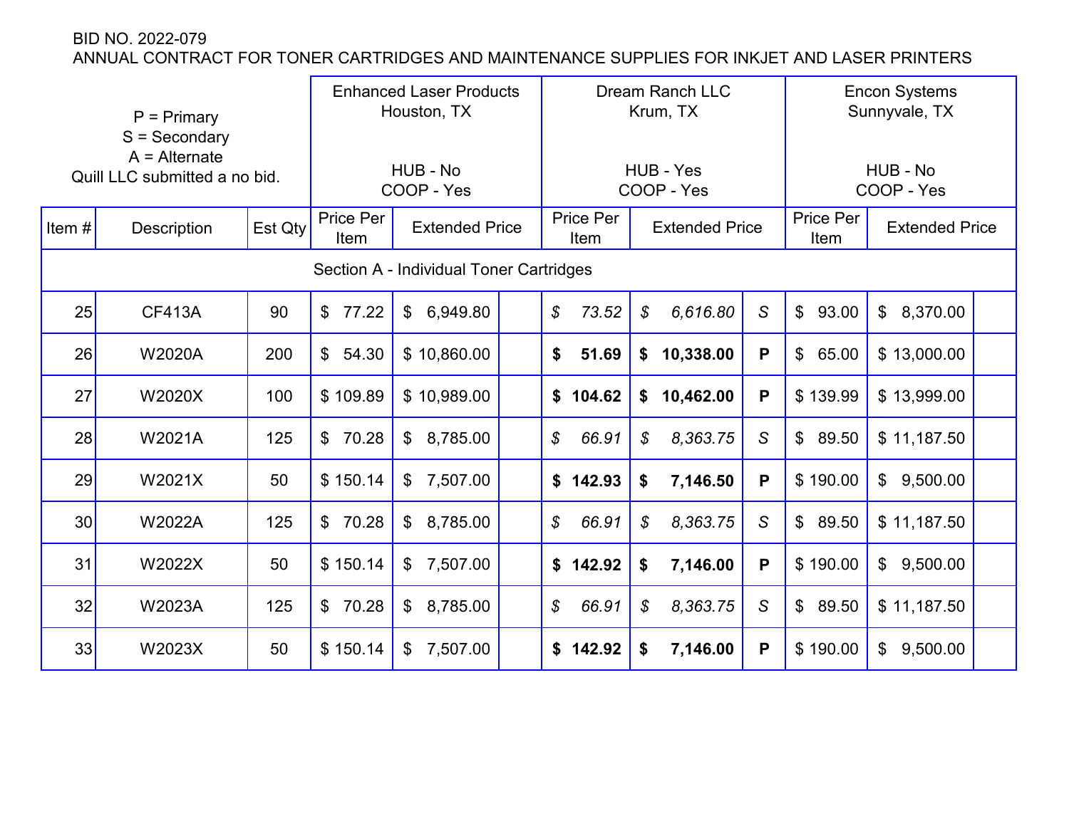BID NO. 2022-079

ANNUAL CONTRACT FOR TONER CARTRIDGES AND MAINTENANCE SUPPLIES FOR INKJET AND LASER PRINTERS

| P = Primary<br>S = Secondary<br>A = Alternate<br>Quill LLC submitted a no bid. | | | Enhanced Laser Products<br>Houston, TX<br><br>HUB - No<br>COOP - Yes | | | Dream Ranch LLC<br>Krum, TX<br><br>HUB - Yes<br>COOP - Yes | | | Encon Systems<br>Sunnyvale, TX<br><br>HUB - No<br>COOP - Yes | | |
|---|---|---|---|---|---|---|---|---|---|---|---|
| Item # | Description | Est Qty | Price Per Item | Extended Price | | Price Per Item | Extended Price | | Price Per Item | Extended Price | |
| Section A - Individual Toner Cartridges | | | | | | | | | | | |
| 25 | CF413A | 90 | $ 77.22 | $ 6,949.80 | | *$ 73.52* | *$ 6,616.80* | *S* | $ 93.00 | $ 8,370.00 | |
| 26 | W2020A | 200 | $ 54.30 | $ 10,860.00 | | **$ 51.69** | **$ 10,338.00** | **P** | $ 65.00 | $ 13,000.00 | |
| 27 | W2020X | 100 | $ 109.89 | $ 10,989.00 | | **$ 104.62** | **$ 10,462.00** | **P** | $ 139.99 | $ 13,999.00 | |
| 28 | W2021A | 125 | $ 70.28 | $ 8,785.00 | | *$ 66.91* | *$ 8,363.75* | *S* | $ 89.50 | $ 11,187.50 | |
| 29 | W2021X | 50 | $ 150.14 | $ 7,507.00 | | **$ 142.93** | **$ 7,146.50** | **P** | $ 190.00 | $ 9,500.00 | |
| 30 | W2022A | 125 | $ 70.28 | $ 8,785.00 | | *$ 66.91* | *$ 8,363.75* | *S* | $ 89.50 | $ 11,187.50 | |
| 31 | W2022X | 50 | $ 150.14 | $ 7,507.00 | | **$ 142.92** | **$ 7,146.00** | **P** | $ 190.00 | $ 9,500.00 | |
| 32 | W2023A | 125 | $ 70.28 | $ 8,785.00 | | *$ 66.91* | *$ 8,363.75* | *S* | $ 89.50 | $ 11,187.50 | |
| 33 | W2023X | 50 | $ 150.14 | $ 7,507.00 | | **$ 142.92** | **$ 7,146.00** | **P** | $ 190.00 | $ 9,500.00 | |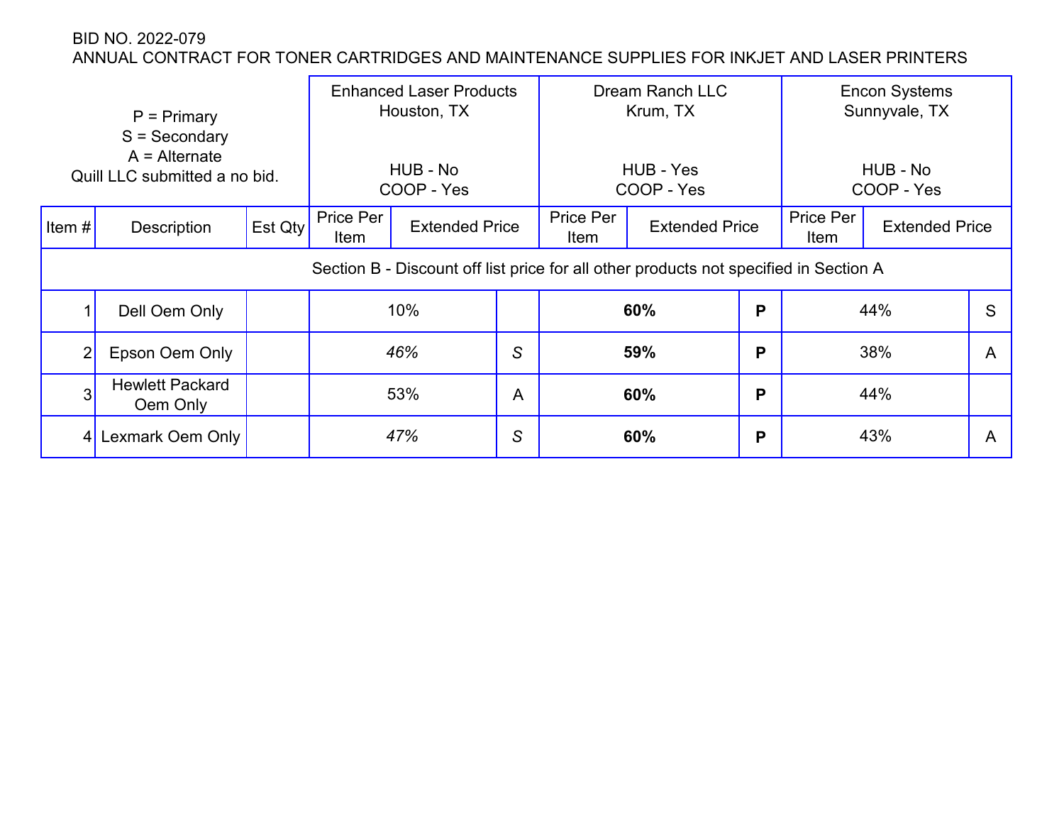BID NO. 2022-079
ANNUAL CONTRACT FOR TONER CARTRIDGES AND MAINTENANCE SUPPLIES FOR INKJET AND LASER PRINTERS

| P = Primary<br>S = Secondary<br>A = Alternate<br>Quill LLC submitted a no bid. | | | Enhanced Laser Products<br>Houston, TX<br><br>HUB - No<br>COOP - Yes | | Dream Ranch LLC<br>Krum, TX<br><br>HUB - Yes<br>COOP - Yes | | Encon Systems<br>Sunnyvale, TX<br><br>HUB - No<br>COOP - Yes | |
|---|---|---|---|---|---|---|---|---|
| Item # | Description | Est Qty | Price Per Item | Extended Price | Price Per Item | Extended Price | Price Per Item | Extended Price |
| Section B - Discount off list price for all other products not specified in Section A | | | | | | | | |
| 1 | Dell Oem Only | | 10% | | **60%** | **P** | 44% | S |
| 2 | Epson Oem Only | | *46%* | *S* | **59%** | **P** | 38% | A |
| 3 | Hewlett Packard Oem Only | | 53% | A | **60%** | **P** | 44% | |
| 4 | Lexmark Oem Only | | *47%* | *S* | **60%** | **P** | 43% | A |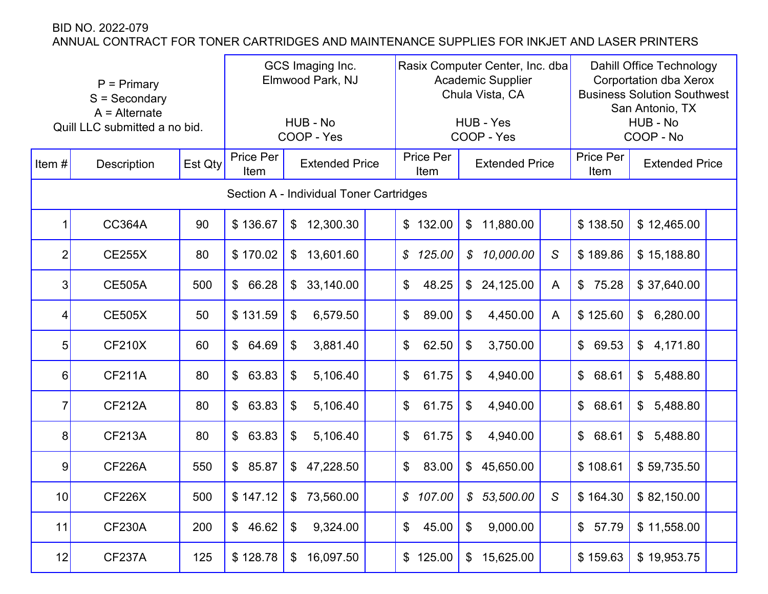BID NO. 2022-079
ANNUAL CONTRACT FOR TONER CARTRIDGES AND MAINTENANCE SUPPLIES FOR INKJET AND LASER PRINTERS

| P = Primary<br>S = Secondary<br>A = Alternate<br>Quill LLC submitted a no bid. | | | GCS Imaging Inc.<br>Elmwood Park, NJ<br><br>HUB - No<br>COOP - Yes | | | Rasix Computer Center, Inc. dba Academic Supplier<br>Chula Vista, CA<br><br>HUB - Yes<br>COOP - Yes | | | Dahill Office Technology Corportation dba Xerox Business Solution Southwest<br>San Antonio, TX<br>HUB - No<br>COOP - No | | |
|---|---|---|---|---|---|---|---|---|---|---|---|
| Item # | Description | Est Qty | Price Per Item | Extended Price | | Price Per Item | Extended Price | | Price Per Item | Extended Price | |
| Section A - Individual Toner Cartridges | | | | | | | | | | | |
| 1 | CC364A | 90 | $ 136.67 | $ 12,300.30 | | $ 132.00 | $ 11,880.00 | | $ 138.50 | $ 12,465.00 | |
| 2 | CE255X | 80 | $ 170.02 | $ 13,601.60 | | *$ 125.00* | *$ 10,000.00* | *S* | $ 189.86 | $ 15,188.80 | |
| 3 | CE505A | 500 | $ 66.28 | $ 33,140.00 | | $ 48.25 | $ 24,125.00 | A | $ 75.28 | $ 37,640.00 | |
| 4 | CE505X | 50 | $ 131.59 | $ 6,579.50 | | $ 89.00 | $ 4,450.00 | A | $ 125.60 | $ 6,280.00 | |
| 5 | CF210X | 60 | $ 64.69 | $ 3,881.40 | | $ 62.50 | $ 3,750.00 | | $ 69.53 | $ 4,171.80 | |
| 6 | CF211A | 80 | $ 63.83 | $ 5,106.40 | | $ 61.75 | $ 4,940.00 | | $ 68.61 | $ 5,488.80 | |
| 7 | CF212A | 80 | $ 63.83 | $ 5,106.40 | | $ 61.75 | $ 4,940.00 | | $ 68.61 | $ 5,488.80 | |
| 8 | CF213A | 80 | $ 63.83 | $ 5,106.40 | | $ 61.75 | $ 4,940.00 | | $ 68.61 | $ 5,488.80 | |
| 9 | CF226A | 550 | $ 85.87 | $ 47,228.50 | | $ 83.00 | $ 45,650.00 | | $ 108.61 | $ 59,735.50 | |
| 10 | CF226X | 500 | $ 147.12 | $ 73,560.00 | | *$ 107.00* | *$ 53,500.00* | *S* | $ 164.30 | $ 82,150.00 | |
| 11 | CF230A | 200 | $ 46.62 | $ 9,324.00 | | $ 45.00 | $ 9,000.00 | | $ 57.79 | $ 11,558.00 | |
| 12 | CF237A | 125 | $ 128.78 | $ 16,097.50 | | $ 125.00 | $ 15,625.00 | | $ 159.63 | $ 19,953.75 | |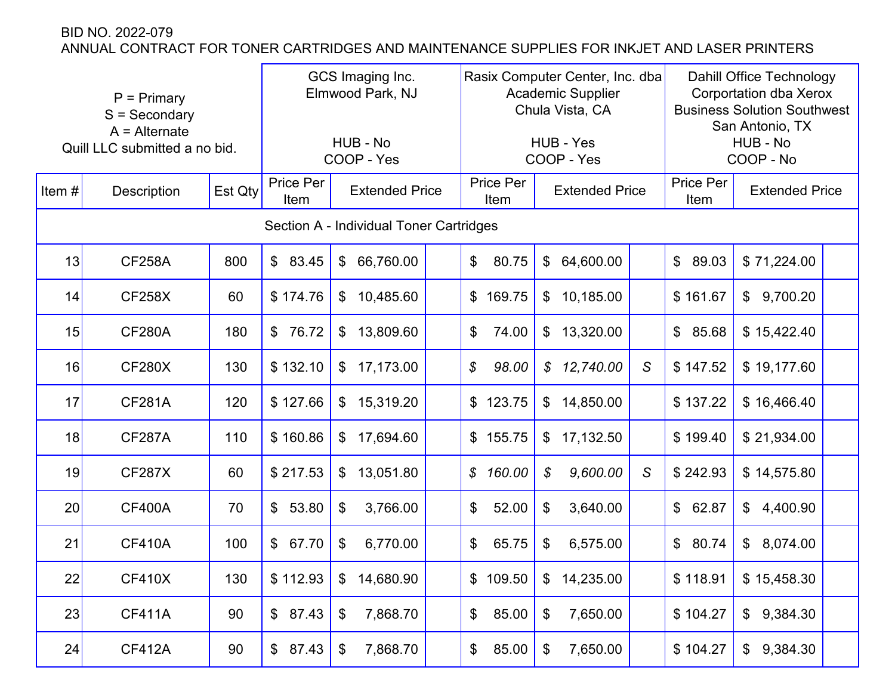BID NO. 2022-079
ANNUAL CONTRACT FOR TONER CARTRIDGES AND MAINTENANCE SUPPLIES FOR INKJET AND LASER PRINTERS

| P = Primary<br>S = Secondary<br>A = Alternate<br>Quill LLC submitted a no bid. | | | GCS Imaging Inc.<br>Elmwood Park, NJ<br><br>HUB - No<br>COOP - Yes | | | Rasix Computer Center, Inc. dba Academic Supplier<br>Chula Vista, CA<br><br>HUB - Yes<br>COOP - Yes | | | Dahill Office Technology Corportation dba Xerox Business Solution Southwest<br>San Antonio, TX<br>HUB - No<br>COOP - No | | |
|---|---|---|---|---|---|---|---|---|---|---|---|
| Item # | Description | Est Qty | Price Per Item | Extended Price | | Price Per Item | Extended Price | | Price Per Item | Extended Price | |
| Section A - Individual Toner Cartridges | | | | | | | | | | | |
| 13 | CF258A | 800 | $ 83.45 | $ 66,760.00 | | $ 80.75 | $ 64,600.00 | | $ 89.03 | $ 71,224.00 | |
| 14 | CF258X | 60 | $ 174.76 | $ 10,485.60 | | $ 169.75 | $ 10,185.00 | | $ 161.67 | $ 9,700.20 | |
| 15 | CF280A | 180 | $ 76.72 | $ 13,809.60 | | $ 74.00 | $ 13,320.00 | | $ 85.68 | $ 15,422.40 | |
| 16 | CF280X | 130 | $ 132.10 | $ 17,173.00 | | *$ 98.00* | *$ 12,740.00* | *S* | $ 147.52 | $ 19,177.60 | |
| 17 | CF281A | 120 | $ 127.66 | $ 15,319.20 | | $ 123.75 | $ 14,850.00 | | $ 137.22 | $ 16,466.40 | |
| 18 | CF287A | 110 | $ 160.86 | $ 17,694.60 | | $ 155.75 | $ 17,132.50 | | $ 199.40 | $ 21,934.00 | |
| 19 | CF287X | 60 | $ 217.53 | $ 13,051.80 | | *$ 160.00* | *$ 9,600.00* | *S* | $ 242.93 | $ 14,575.80 | |
| 20 | CF400A | 70 | $ 53.80 | $ 3,766.00 | | $ 52.00 | $ 3,640.00 | | $ 62.87 | $ 4,400.90 | |
| 21 | CF410A | 100 | $ 67.70 | $ 6,770.00 | | $ 65.75 | $ 6,575.00 | | $ 80.74 | $ 8,074.00 | |
| 22 | CF410X | 130 | $ 112.93 | $ 14,680.90 | | $ 109.50 | $ 14,235.00 | | $ 118.91 | $ 15,458.30 | |
| 23 | CF411A | 90 | $ 87.43 | $ 7,868.70 | | $ 85.00 | $ 7,650.00 | | $ 104.27 | $ 9,384.30 | |
| 24 | CF412A | 90 | $ 87.43 | $ 7,868.70 | | $ 85.00 | $ 7,650.00 | | $ 104.27 | $ 9,384.30 | |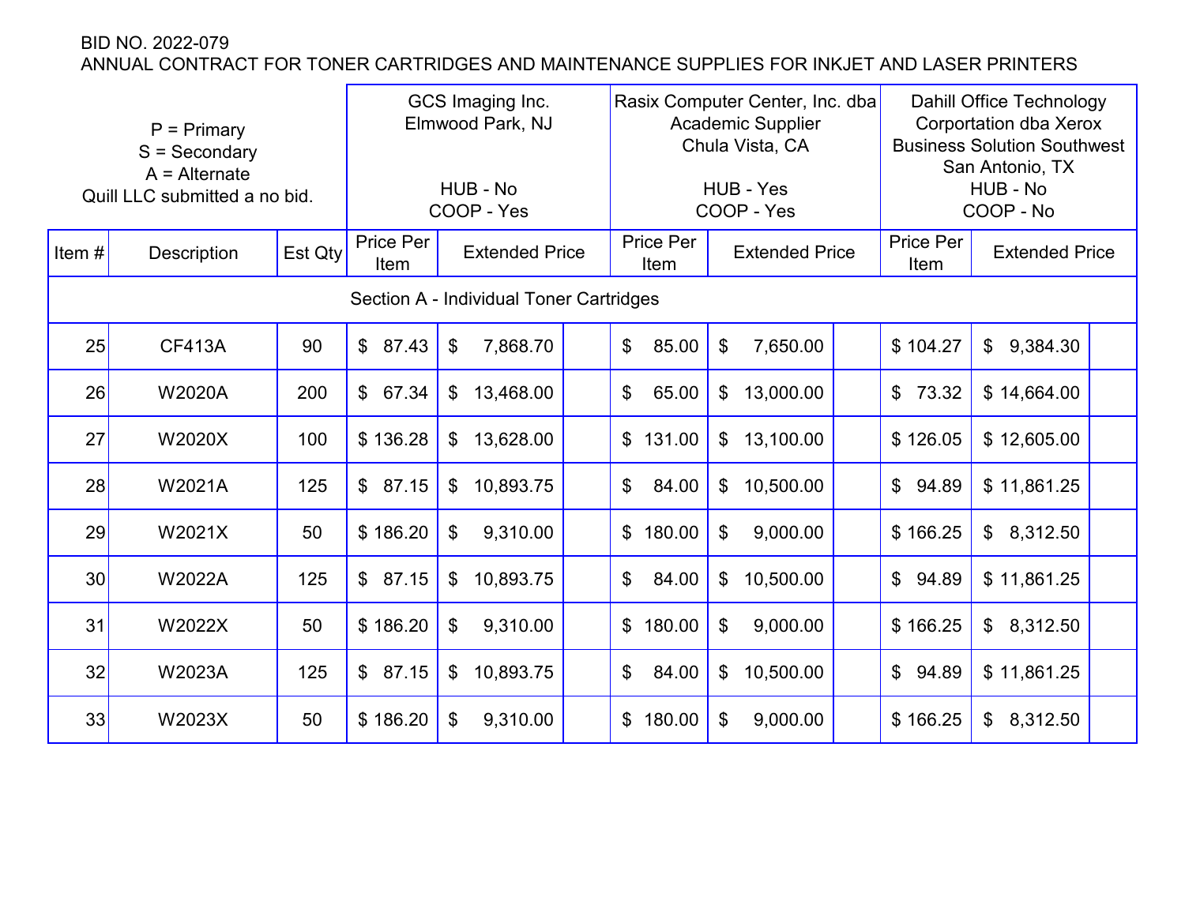BID NO. 2022-079
ANNUAL CONTRACT FOR TONER CARTRIDGES AND MAINTENANCE SUPPLIES FOR INKJET AND LASER PRINTERS

| P = Primary<br>S = Secondary<br>A = Alternate<br>Quill LLC submitted a no bid. | | | GCS Imaging Inc.<br>Elmwood Park, NJ<br><br>HUB - No<br>COOP - Yes | | | Rasix Computer Center, Inc. dba Academic Supplier<br>Chula Vista, CA<br><br>HUB - Yes<br>COOP - Yes | | | Dahill Office Technology Corportation dba Xerox Business Solution Southwest<br>San Antonio, TX<br>HUB - No<br>COOP - No | | |
|---|---|---|---|---|---|---|---|---|---|---|---|
| Item # | Description | Est Qty | Price Per Item | Extended Price | | Price Per Item | Extended Price | | Price Per Item | Extended Price | |
| | | | Section A - Individual Toner Cartridges | | | | | | | | |
| 25 | CF413A | 90 | $ 87.43 | $ 7,868.70 | | $ 85.00 | $ 7,650.00 | | $ 104.27 | $ 9,384.30 | |
| 26 | W2020A | 200 | $ 67.34 | $ 13,468.00 | | $ 65.00 | $ 13,000.00 | | $ 73.32 | $ 14,664.00 | |
| 27 | W2020X | 100 | $ 136.28 | $ 13,628.00 | | $ 131.00 | $ 13,100.00 | | $ 126.05 | $ 12,605.00 | |
| 28 | W2021A | 125 | $ 87.15 | $ 10,893.75 | | $ 84.00 | $ 10,500.00 | | $ 94.89 | $ 11,861.25 | |
| 29 | W2021X | 50 | $ 186.20 | $ 9,310.00 | | $ 180.00 | $ 9,000.00 | | $ 166.25 | $ 8,312.50 | |
| 30 | W2022A | 125 | $ 87.15 | $ 10,893.75 | | $ 84.00 | $ 10,500.00 | | $ 94.89 | $ 11,861.25 | |
| 31 | W2022X | 50 | $ 186.20 | $ 9,310.00 | | $ 180.00 | $ 9,000.00 | | $ 166.25 | $ 8,312.50 | |
| 32 | W2023A | 125 | $ 87.15 | $ 10,893.75 | | $ 84.00 | $ 10,500.00 | | $ 94.89 | $ 11,861.25 | |
| 33 | W2023X | 50 | $ 186.20 | $ 9,310.00 | | $ 180.00 | $ 9,000.00 | | $ 166.25 | $ 8,312.50 | |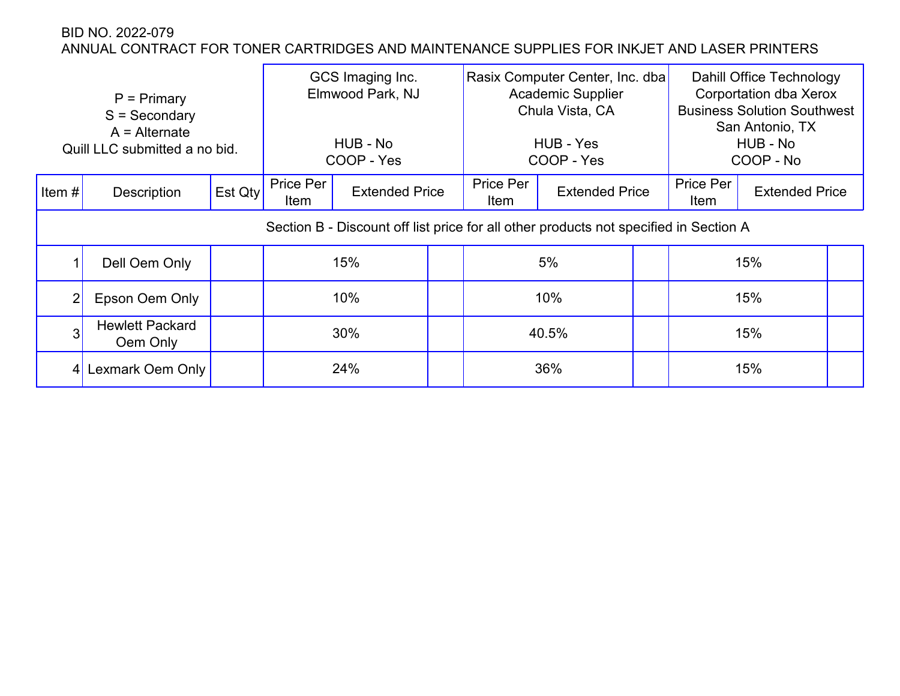BID NO. 2022-079
ANNUAL CONTRACT FOR TONER CARTRIDGES AND MAINTENANCE SUPPLIES FOR INKJET AND LASER PRINTERS

| P = Primary<br>S = Secondary<br>A = Alternate<br>Quill LLC submitted a no bid. | | | GCS Imaging Inc.<br>Elmwood Park, NJ<br><br>HUB - No<br>COOP - Yes | | Rasix Computer Center, Inc. dba Academic Supplier<br>Chula Vista, CA<br><br>HUB - Yes<br>COOP - Yes | | Dahill Office Technology Corportation dba Xerox Business Solution Southwest<br>San Antonio, TX<br>HUB - No<br>COOP - No | |
|---|---|---|---|---|---|---|---|---|
| Item # | Description | Est Qty | Price Per Item | Extended Price | Price Per Item | Extended Price | Price Per Item | Extended Price |
| Section B - Discount off list price for all other products not specified in Section A | | | | | | | | |
| 1 | Dell Oem Only | | 15% | | 5% | | 15% | |
| 2 | Epson Oem Only | | 10% | | 10% | | 15% | |
| 3 | Hewlett Packard Oem Only | | 30% | | 40.5% | | 15% | |
| 4 | Lexmark Oem Only | | 24% | | 36% | | 15% | |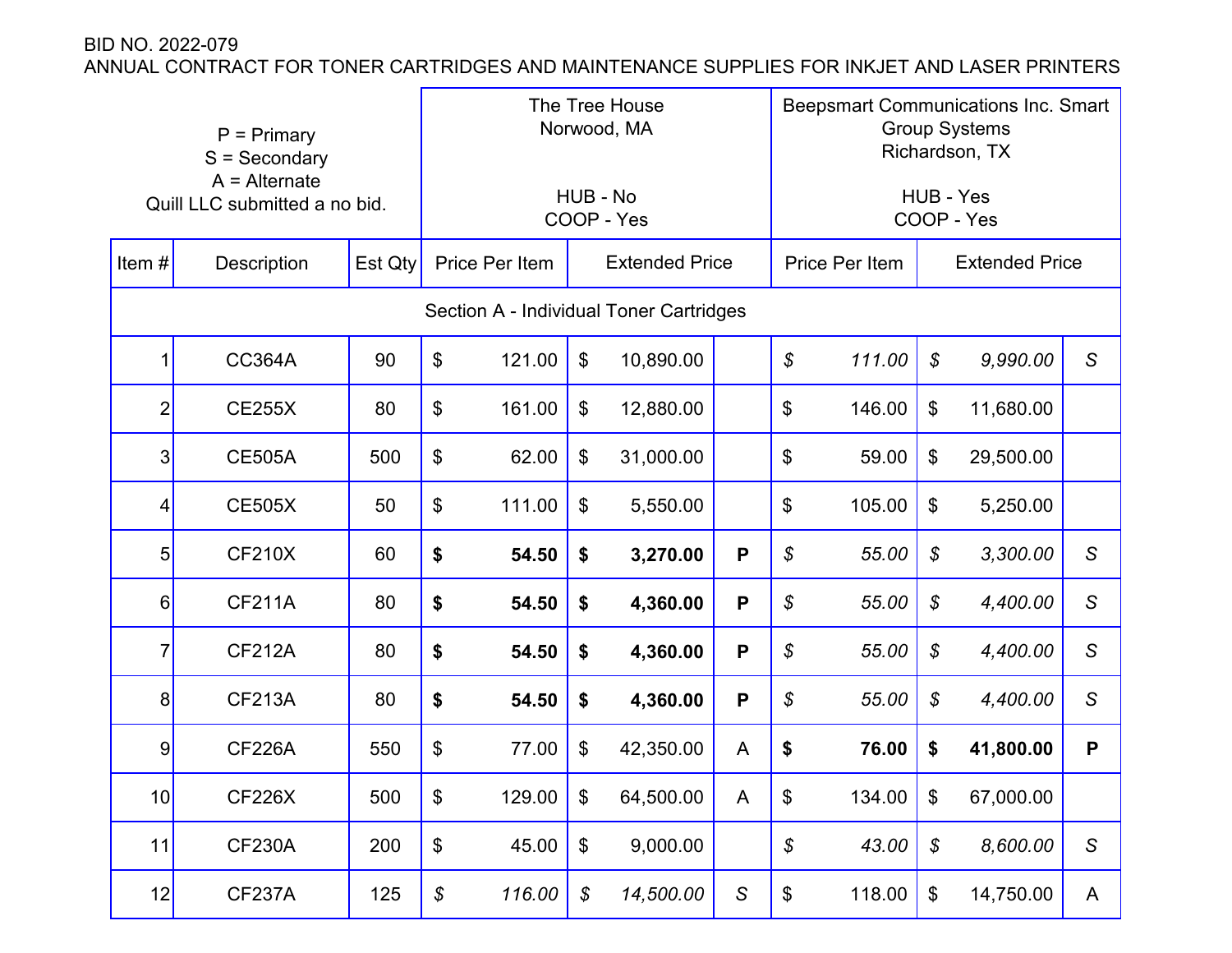BID NO. 2022-079
ANNUAL CONTRACT FOR TONER CARTRIDGES AND MAINTENANCE SUPPLIES FOR INKJET AND LASER PRINTERS

| P = Primary<br>S = Secondary<br>A = Alternate<br>Quill LLC submitted a no bid. | | | The Tree House<br>Norwood, MA<br><br>HUB - No<br>COOP - Yes | | | Beepsmart Communications Inc. Smart Group Systems<br>Richardson, TX<br><br>HUB - Yes<br>COOP - Yes | | |
|---|---|---|---|---|---|---|---|---|
| Item # | Description | Est Qty | Price Per Item | Extended Price | | Price Per Item | Extended Price | |
| Section A - Individual Toner Cartridges | | | | | | | | |
| 1 | CC364A | 90 | $ 121.00 | $ 10,890.00 | | *$ 111.00* | *$ 9,990.00* | *S* |
| 2 | CE255X | 80 | $ 161.00 | $ 12,880.00 | | $ 146.00 | $ 11,680.00 | |
| 3 | CE505A | 500 | $ 62.00 | $ 31,000.00 | | $ 59.00 | $ 29,500.00 | |
| 4 | CE505X | 50 | $ 111.00 | $ 5,550.00 | | $ 105.00 | $ 5,250.00 | |
| 5 | CF210X | 60 | **$ 54.50** | **$ 3,270.00** | **P** | *$ 55.00* | *$ 3,300.00* | *S* |
| 6 | CF211A | 80 | **$ 54.50** | **$ 4,360.00** | **P** | *$ 55.00* | *$ 4,400.00* | *S* |
| 7 | CF212A | 80 | **$ 54.50** | **$ 4,360.00** | **P** | *$ 55.00* | *$ 4,400.00* | *S* |
| 8 | CF213A | 80 | **$ 54.50** | **$ 4,360.00** | **P** | *$ 55.00* | *$ 4,400.00* | *S* |
| 9 | CF226A | 550 | $ 77.00 | $ 42,350.00 | A | **$ 76.00** | **$ 41,800.00** | **P** |
| 10 | CF226X | 500 | $ 129.00 | $ 64,500.00 | A | $ 134.00 | $ 67,000.00 | |
| 11 | CF230A | 200 | $ 45.00 | $ 9,000.00 | | *$ 43.00* | *$ 8,600.00* | *S* |
| 12 | CF237A | 125 | *$ 116.00* | *$ 14,500.00* | *S* | $ 118.00 | $ 14,750.00 | A |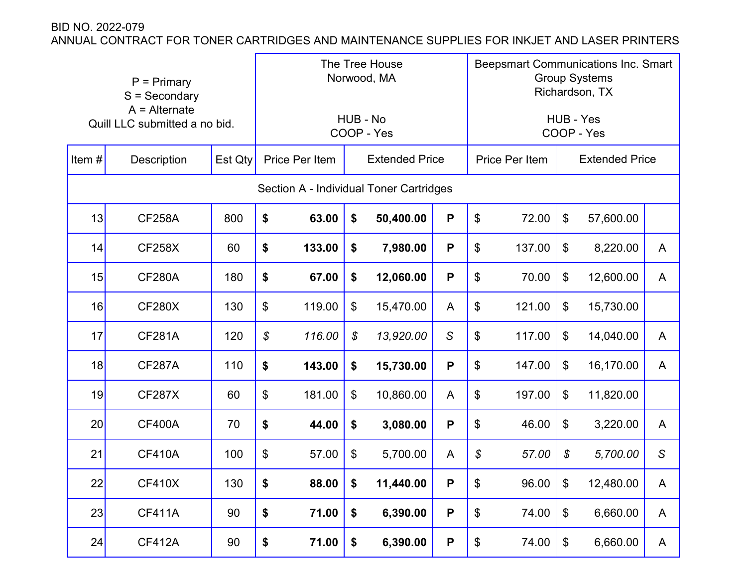BID NO. 2022-079

ANNUAL CONTRACT FOR TONER CARTRIDGES AND MAINTENANCE SUPPLIES FOR INKJET AND LASER PRINTERS

| P = Primary<br>S = Secondary<br>A = Alternate<br>Quill LLC submitted a no bid. | | | The Tree House<br>Norwood, MA<br><br>HUB - No<br>COOP - Yes | | | Beepsmart Communications Inc. Smart Group Systems<br>Richardson, TX<br><br>HUB - Yes<br>COOP - Yes | | |
|---|---|---|---|---|---|---|---|---|
| Item # | Description | Est Qty | Price Per Item | Extended Price | | Price Per Item | Extended Price | |
| Section A - Individual Toner Cartridges | | | | | | | | |
| 13 | CF258A | 800 | **$ 63.00** | **$ 50,400.00** | **P** | $ 72.00 | $ 57,600.00 | |
| 14 | CF258X | 60 | **$ 133.00** | **$ 7,980.00** | **P** | $ 137.00 | $ 8,220.00 | A |
| 15 | CF280A | 180 | **$ 67.00** | **$ 12,060.00** | **P** | $ 70.00 | $ 12,600.00 | A |
| 16 | CF280X | 130 | $ 119.00 | $ 15,470.00 | A | $ 121.00 | $ 15,730.00 | |
| 17 | CF281A | 120 | *$ 116.00* | *$ 13,920.00* | *S* | $ 117.00 | $ 14,040.00 | A |
| 18 | CF287A | 110 | **$ 143.00** | **$ 15,730.00** | **P** | $ 147.00 | $ 16,170.00 | A |
| 19 | CF287X | 60 | $ 181.00 | $ 10,860.00 | A | $ 197.00 | $ 11,820.00 | |
| 20 | CF400A | 70 | **$ 44.00** | **$ 3,080.00** | **P** | $ 46.00 | $ 3,220.00 | A |
| 21 | CF410A | 100 | $ 57.00 | $ 5,700.00 | A | *$ 57.00* | *$ 5,700.00* | *S* |
| 22 | CF410X | 130 | **$ 88.00** | **$ 11,440.00** | **P** | $ 96.00 | $ 12,480.00 | A |
| 23 | CF411A | 90 | **$ 71.00** | **$ 6,390.00** | **P** | $ 74.00 | $ 6,660.00 | A |
| 24 | CF412A | 90 | **$ 71.00** | **$ 6,390.00** | **P** | $ 74.00 | $ 6,660.00 | A |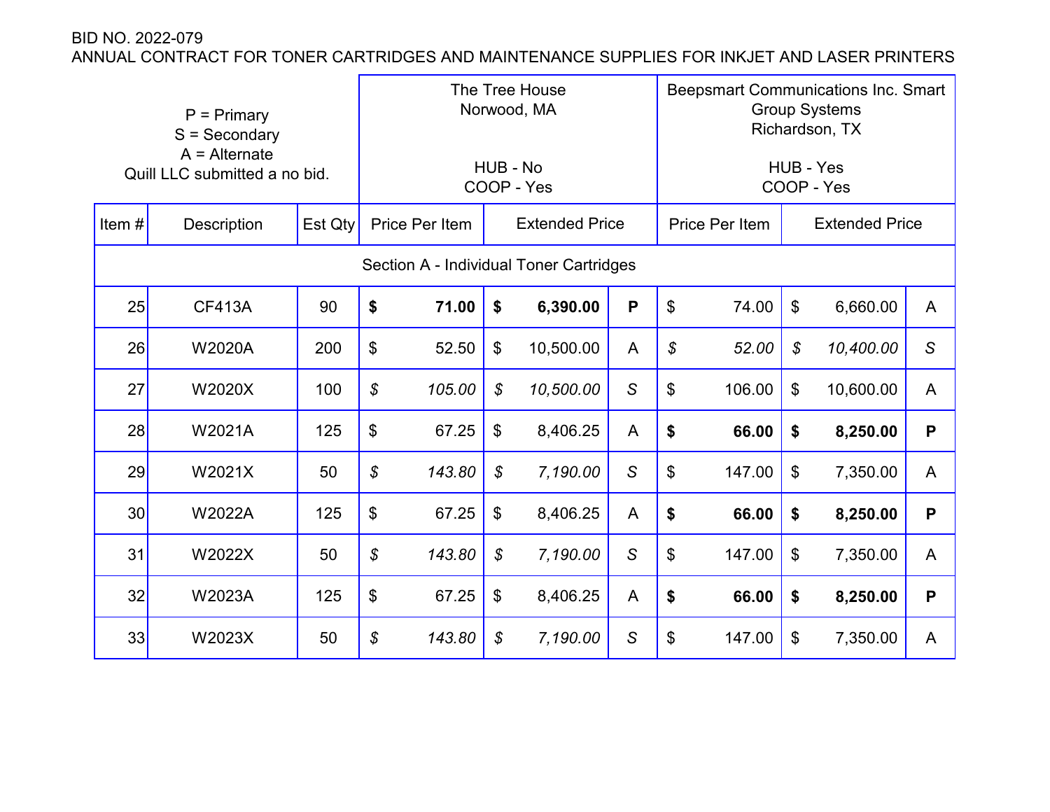BID NO. 2022-079
ANNUAL CONTRACT FOR TONER CARTRIDGES AND MAINTENANCE SUPPLIES FOR INKJET AND LASER PRINTERS

| P = Primary<br>S = Secondary<br>A = Alternate<br>Quill LLC submitted a no bid. | | | The Tree House<br>Norwood, MA<br><br>HUB - No<br>COOP - Yes | | | Beepsmart Communications Inc. Smart Group Systems<br>Richardson, TX<br><br>HUB - Yes<br>COOP - Yes | | |
|---|---|---|---|---|---|---|---|---|
| Item # | Description | Est Qty | Price Per Item | Extended Price | | Price Per Item | Extended Price | |
| Section A - Individual Toner Cartridges | | | | | | | | |
| 25 | CF413A | 90 | **$ 71.00** | **$ 6,390.00** | **P** | $ 74.00 | $ 6,660.00 | A |
| 26 | W2020A | 200 | $ 52.50 | $ 10,500.00 | A | *$ 52.00* | *$ 10,400.00* | *S* |
| 27 | W2020X | 100 | *$ 105.00* | *$ 10,500.00* | *S* | $ 106.00 | $ 10,600.00 | A |
| 28 | W2021A | 125 | $ 67.25 | $ 8,406.25 | A | **$ 66.00** | **$ 8,250.00** | **P** |
| 29 | W2021X | 50 | *$ 143.80* | *$ 7,190.00* | *S* | $ 147.00 | $ 7,350.00 | A |
| 30 | W2022A | 125 | $ 67.25 | $ 8,406.25 | A | **$ 66.00** | **$ 8,250.00** | **P** |
| 31 | W2022X | 50 | *$ 143.80* | *$ 7,190.00* | *S* | $ 147.00 | $ 7,350.00 | A |
| 32 | W2023A | 125 | $ 67.25 | $ 8,406.25 | A | **$ 66.00** | **$ 8,250.00** | **P** |
| 33 | W2023X | 50 | *$ 143.80* | *$ 7,190.00* | *S* | $ 147.00 | $ 7,350.00 | A |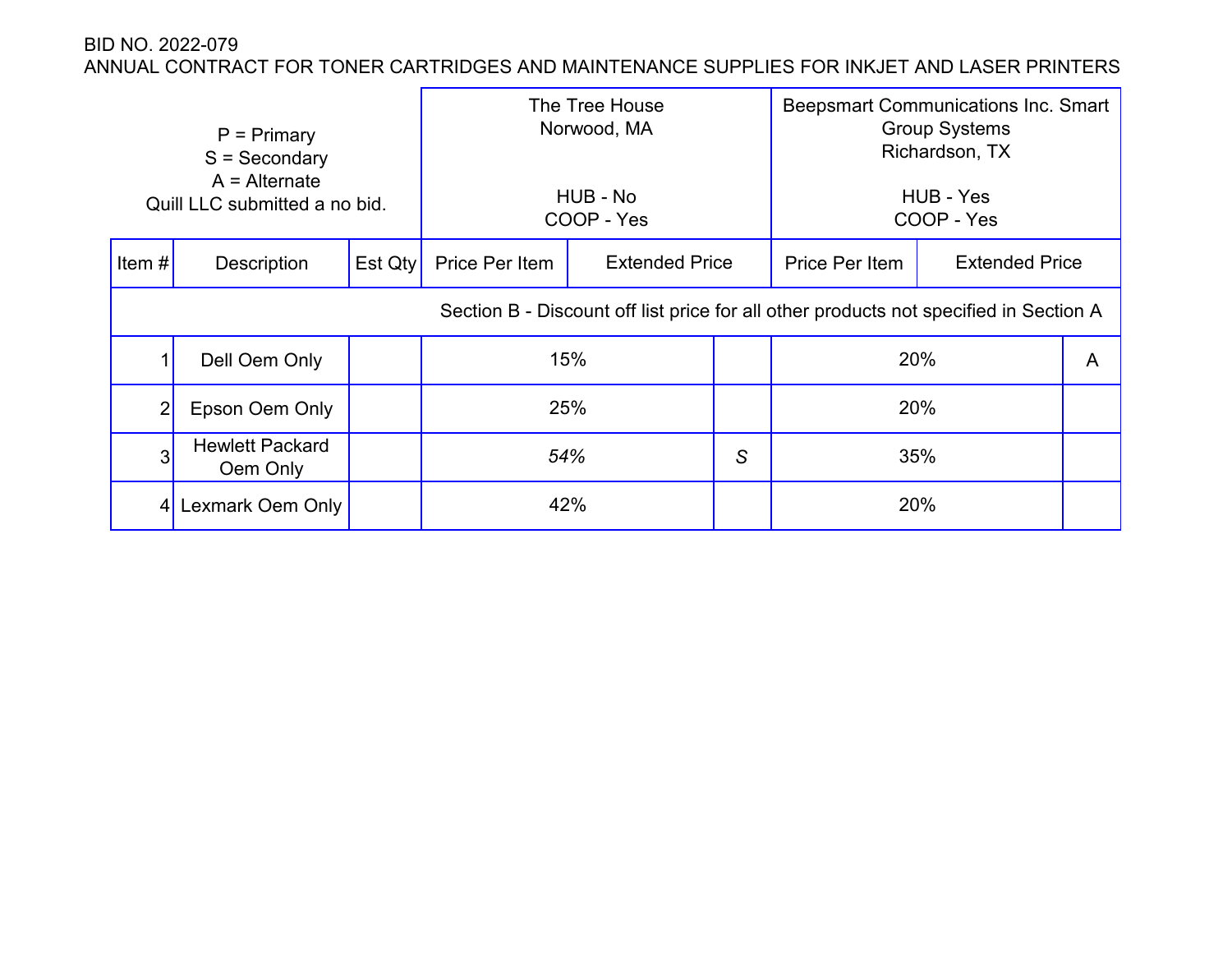BID NO. 2022-079

ANNUAL CONTRACT FOR TONER CARTRIDGES AND MAINTENANCE SUPPLIES FOR INKJET AND LASER PRINTERS

| P = Primary<br>S = Secondary<br>A = Alternate<br>Quill LLC submitted a no bid. | | | The Tree House<br>Norwood, MA<br><br>HUB - No<br>COOP - Yes | | Beepsmart Communications Inc. Smart Group Systems<br>Richardson, TX<br><br>HUB - Yes<br>COOP - Yes | |
|---|---|---|---|---|---|---|
| Item # | Description | Est Qty | Price Per Item | Extended Price | Price Per Item | Extended Price |
| Section B - Discount off list price for all other products not specified in Section A | | | | | | |
| 1 | Dell Oem Only | | 15% | | 20% | A |
| 2 | Epson Oem Only | | 25% | | 20% | |
| 3 | Hewlett Packard Oem Only | | *54%* | *S* | 35% | |
| 4 | Lexmark Oem Only | | 42% | | 20% | |